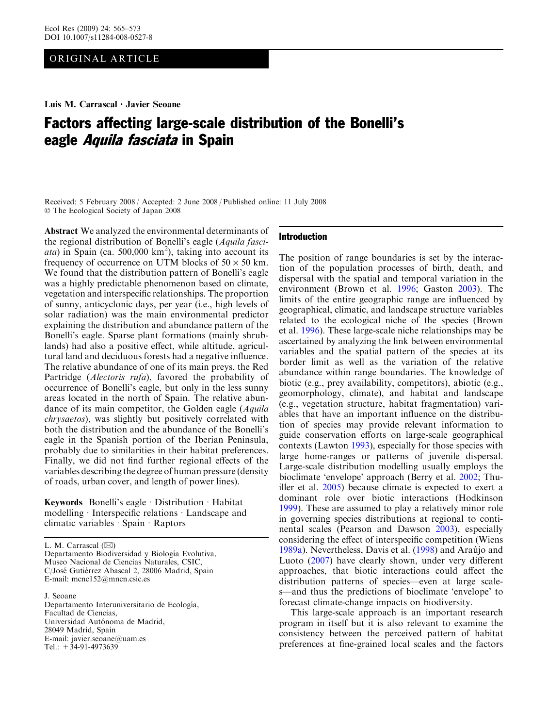ORIGINAL ARTICLE

**Luis M. Carrascal · Javier Seoane**

# Factors affecting large-scale distribution of the Bonelli's eagle *Aquila fasciata* in Spain

Received: 5 February 2008 / Accepted: 2 June 2008 / Published online: 11 July 2008
© The Ecological Society of Japan 2008

**Abstract** We analyzed the environmental determinants of the regional distribution of Bonelli's eagle (*Aquila fasciata*) in Spain (ca. 500,000 km$^2$), taking into account its frequency of occurrence on UTM blocks of 50 × 50 km. We found that the distribution pattern of Bonelli's eagle was a highly predictable phenomenon based on climate, vegetation and interspecific relationships. The proportion of sunny, anticyclonic days, per year (i.e., high levels of solar radiation) was the main environmental predictor explaining the distribution and abundance pattern of the Bonelli's eagle. Sparse plant formations (mainly shrublands) had also a positive effect, while altitude, agricultural land and deciduous forests had a negative influence. The relative abundance of one of its main preys, the Red Partridge (*Alectoris rufa*), favored the probability of occurrence of Bonelli's eagle, but only in the less sunny areas located in the north of Spain. The relative abundance of its main competitor, the Golden eagle (*Aquila chrysaetos*), was slightly but positively correlated with both the distribution and the abundance of the Bonelli's eagle in the Spanish portion of the Iberian Peninsula, probably due to similarities in their habitat preferences. Finally, we did not find further regional effects of the variables describing the degree of human pressure (density of roads, urban cover, and length of power lines).

**Keywords** Bonelli's eagle · Distribution · Habitat modelling · Interspecific relations · Landscape and climatic variables · Spain · Raptors

L. M. Carrascal (✉)
Departamento Biodiversidad y Biología Evolutiva,
Museo Nacional de Ciencias Naturales, CSIC,
C/José Gutiérrez Abascal 2, 28006 Madrid, Spain
E-mail: mcnc152@mncn.csic.es

J. Seoane
Departamento Interuniversitario de Ecología,
Facultad de Ciencias,
Universidad Autónoma de Madrid,
28049 Madrid, Spain
E-mail: javier.seoane@uam.es
Tel.: +34-91-4973639

## Introduction

The position of range boundaries is set by the interaction of the population processes of birth, death, and dispersal with the spatial and temporal variation in the environment (Brown et al. 1996; Gaston 2003). The limits of the entire geographic range are influenced by geographical, climatic, and landscape structure variables related to the ecological niche of the species (Brown et al. 1996). These large-scale niche relationships may be ascertained by analyzing the link between environmental variables and the spatial pattern of the species at its border limit as well as the variation of the relative abundance within range boundaries. The knowledge of biotic (e.g., prey availability, competitors), abiotic (e.g., geomorphology, climate), and habitat and landscape (e.g., vegetation structure, habitat fragmentation) variables that have an important influence on the distribution of species may provide relevant information to guide conservation efforts on large-scale geographical contexts (Lawton 1993), especially for those species with large home-ranges or patterns of juvenile dispersal. Large-scale distribution modelling usually employs the bioclimate 'envelope' approach (Berry et al. 2002; Thuiller et al. 2005) because climate is expected to exert a dominant role over biotic interactions (Hodkinson 1999). These are assumed to play a relatively minor role in governing species distributions at regional to continental scales (Pearson and Dawson 2003), especially considering the effect of interspecific competition (Wiens 1989a). Nevertheless, Davis et al. (1998) and Araújo and Luoto (2007) have clearly shown, under very different approaches, that biotic interactions could affect the distribution patterns of species—even at large scales—and thus the predictions of bioclimate 'envelope' to forecast climate-change impacts on biodiversity.

This large-scale approach is an important research program in itself but it is also relevant to examine the consistency between the perceived pattern of habitat preferences at fine-grained local scales and the factors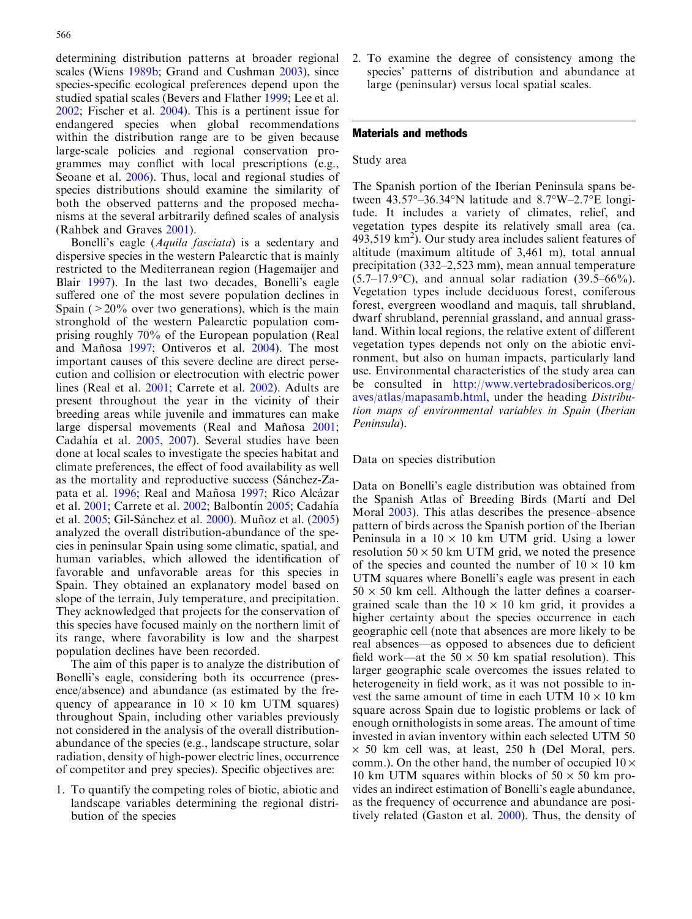determining distribution patterns at broader regional scales (Wiens 1989b; Grand and Cushman 2003), since species-specific ecological preferences depend upon the studied spatial scales (Bevers and Flather 1999; Lee et al. 2002; Fischer et al. 2004). This is a pertinent issue for endangered species when global recommendations within the distribution range are to be given because large-scale policies and regional conservation programmes may conflict with local prescriptions (e.g., Seoane et al. 2006). Thus, local and regional studies of species distributions should examine the similarity of both the observed patterns and the proposed mechanisms at the several arbitrarily defined scales of analysis (Rahbek and Graves 2001).

Bonelli's eagle (*Aquila fasciata*) is a sedentary and dispersive species in the western Palearctic that is mainly restricted to the Mediterranean region (Hagemaijer and Blair 1997). In the last two decades, Bonelli's eagle suffered one of the most severe population declines in Spain (>20% over two generations), which is the main stronghold of the western Palearctic population comprising roughly 70% of the European population (Real and Mañosa 1997; Ontiveros et al. 2004). The most important causes of this severe decline are direct persecution and collision or electrocution with electric power lines (Real et al. 2001; Carrete et al. 2002). Adults are present throughout the year in the vicinity of their breeding areas while juvenile and immatures can make large dispersal movements (Real and Mañosa 2001; Cadahía et al. 2005, 2007). Several studies have been done at local scales to investigate the species habitat and climate preferences, the effect of food availability as well as the mortality and reproductive success (Sánchez-Zapata et al. 1996; Real and Mañosa 1997; Rico Alcázar et al. 2001; Carrete et al. 2002; Balbontín 2005; Cadahía et al. 2005; Gil-Sánchez et al. 2000). Muñoz et al. (2005) analyzed the overall distribution-abundance of the species in peninsular Spain using some climatic, spatial, and human variables, which allowed the identification of favorable and unfavorable areas for this species in Spain. They obtained an explanatory model based on slope of the terrain, July temperature, and precipitation. They acknowledged that projects for the conservation of this species have focused mainly on the northern limit of its range, where favorability is low and the sharpest population declines have been recorded.

The aim of this paper is to analyze the distribution of Bonelli's eagle, considering both its occurrence (presence/absence) and abundance (as estimated by the frequency of appearance in 10 × 10 km UTM squares) throughout Spain, including other variables previously not considered in the analysis of the overall distribution-abundance of the species (e.g., landscape structure, solar radiation, density of high-power electric lines, occurrence of competitor and prey species). Specific objectives are:

1. To quantify the competing roles of biotic, abiotic and landscape variables determining the regional distribution of the species
2. To examine the degree of consistency among the species' patterns of distribution and abundance at large (peninsular) versus local spatial scales.

## Materials and methods

### Study area

The Spanish portion of the Iberian Peninsula spans between 43.57°–36.34°N latitude and 8.7°W–2.7°E longitude. It includes a variety of climates, relief, and vegetation types despite its relatively small area (ca. 493,519 km$^2$). Our study area includes salient features of altitude (maximum altitude of 3,461 m), total annual precipitation (332–2,523 mm), mean annual temperature (5.7–17.9°C), and annual solar radiation (39.5–66%). Vegetation types include deciduous forest, coniferous forest, evergreen woodland and maquis, tall shrubland, dwarf shrubland, perennial grassland, and annual grassland. Within local regions, the relative extent of different vegetation types depends not only on the abiotic environment, but also on human impacts, particularly land use. Environmental characteristics of the study area can be consulted in http://www.vertebradosibericos.org/aves/atlas/mapasamb.html, under the heading *Distribution maps of environmental variables in Spain* (*Iberian Peninsula*).

### Data on species distribution

Data on Bonelli's eagle distribution was obtained from the Spanish Atlas of Breeding Birds (Martí and Del Moral 2003). This atlas describes the presence–absence pattern of birds across the Spanish portion of the Iberian Peninsula in a 10 × 10 km UTM grid. Using a lower resolution 50 × 50 km UTM grid, we noted the presence of the species and counted the number of 10 × 10 km UTM squares where Bonelli's eagle was present in each 50 × 50 km cell. Although the latter defines a coarser-grained scale than the 10 × 10 km grid, it provides a higher certainty about the species occurrence in each geographic cell (note that absences are more likely to be real absences—as opposed to absences due to deficient field work—at the 50 × 50 km spatial resolution). This larger geographic scale overcomes the issues related to heterogeneity in field work, as it was not possible to invest the same amount of time in each UTM 10 × 10 km square across Spain due to logistic problems or lack of enough ornithologists in some areas. The amount of time invested in avian inventory within each selected UTM 50 × 50 km cell was, at least, 250 h (Del Moral, pers. comm.). On the other hand, the number of occupied 10 × 10 km UTM squares within blocks of 50 × 50 km provides an indirect estimation of Bonelli's eagle abundance, as the frequency of occurrence and abundance are positively related (Gaston et al. 2000). Thus, the density of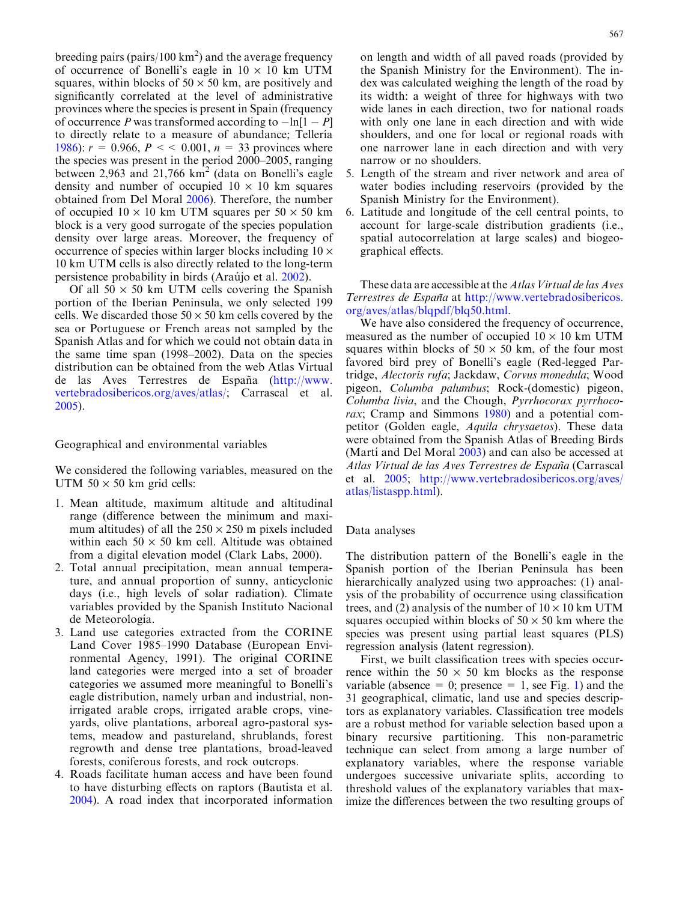breeding pairs (pairs/100 km$^2$) and the average frequency of occurrence of Bonelli's eagle in 10 × 10 km UTM squares, within blocks of 50 × 50 km, are positively and significantly correlated at the level of administrative provinces where the species is present in Spain (frequency of occurrence $P$ was transformed according to $-\ln[1 - P]$ to directly relate to a measure of abundance; Tellería 1986): $r = 0.966$, $P << 0.001$, $n = 33$ provinces where the species was present in the period 2000–2005, ranging between 2,963 and 21,766 km$^2$ (data on Bonelli's eagle density and number of occupied 10 × 10 km squares obtained from Del Moral 2006). Therefore, the number of occupied 10 × 10 km UTM squares per 50 × 50 km block is a very good surrogate of the species population density over large areas. Moreover, the frequency of occurrence of species within larger blocks including 10 × 10 km UTM cells is also directly related to the long-term persistence probability in birds (Araújo et al. 2002).

Of all 50 × 50 km UTM cells covering the Spanish portion of the Iberian Peninsula, we only selected 199 cells. We discarded those 50 × 50 km cells covered by the sea or Portuguese or French areas not sampled by the Spanish Atlas and for which we could not obtain data in the same time span (1998–2002). Data on the species distribution can be obtained from the web Atlas Virtual de las Aves Terrestres de España (http://www.vertebradosibericos.org/aves/atlas/; Carrascal et al. 2005).

## Geographical and environmental variables

We considered the following variables, measured on the UTM 50 × 50 km grid cells:

1. Mean altitude, maximum altitude and altitudinal range (difference between the minimum and maximum altitudes) of all the 250 × 250 m pixels included within each 50 × 50 km cell. Altitude was obtained from a digital elevation model (Clark Labs, 2000).
2. Total annual precipitation, mean annual temperature, and annual proportion of sunny, anticyclonic days (i.e., high levels of solar radiation). Climate variables provided by the Spanish Instituto Nacional de Meteorología.
3. Land use categories extracted from the CORINE Land Cover 1985–1990 Database (European Environmental Agency, 1991). The original CORINE land categories were merged into a set of broader categories we assumed more meaningful to Bonelli's eagle distribution, namely urban and industrial, non-irrigated arable crops, irrigated arable crops, vineyards, olive plantations, arboreal agro-pastoral systems, meadow and pastureland, shrublands, forest regrowth and dense tree plantations, broad-leaved forests, coniferous forests, and rock outcrops.
4. Roads facilitate human access and have been found to have disturbing effects on raptors (Bautista et al. 2004). A road index that incorporated information on length and width of all paved roads (provided by the Spanish Ministry for the Environment). The index was calculated weighing the length of the road by its width: a weight of three for highways with two wide lanes in each direction, two for national roads with only one lane in each direction and with wide shoulders, and one for local or regional roads with one narrower lane in each direction and with very narrow or no shoulders.
5. Length of the stream and river network and area of water bodies including reservoirs (provided by the Spanish Ministry for the Environment).
6. Latitude and longitude of the cell central points, to account for large-scale distribution gradients (i.e., spatial autocorrelation at large scales) and biogeographical effects.

These data are accessible at the *Atlas Virtual de las Aves Terrestres de España* at http://www.vertebradosibericos.org/aves/atlas/blqpdf/blq50.html.

We have also considered the frequency of occurrence, measured as the number of occupied 10 × 10 km UTM squares within blocks of 50 × 50 km, of the four most favored bird prey of Bonelli's eagle (Red-legged Partridge, *Alectoris rufa*; Jackdaw, *Corvus monedula*; Wood pigeon, *Columba palumbus*; Rock-(domestic) pigeon, *Columba livia*, and the Chough, *Pyrrhocorax pyrrhocorax*; Cramp and Simmons 1980) and a potential competitor (Golden eagle, *Aquila chrysaetos*). These data were obtained from the Spanish Atlas of Breeding Birds (Martí and Del Moral 2003) and can also be accessed at *Atlas Virtual de las Aves Terrestres de España* (Carrascal et al. 2005; http://www.vertebradosibericos.org/aves/atlas/listaspp.html).

## Data analyses

The distribution pattern of the Bonelli's eagle in the Spanish portion of the Iberian Peninsula has been hierarchically analyzed using two approaches: (1) analysis of the probability of occurrence using classification trees, and (2) analysis of the number of 10 × 10 km UTM squares occupied within blocks of 50 × 50 km where the species was present using partial least squares (PLS) regression analysis (latent regression).

First, we built classification trees with species occurrence within the 50 × 50 km blocks as the response variable (absence = 0; presence = 1, see Fig. 1) and the 31 geographical, climatic, land use and species descriptors as explanatory variables. Classification tree models are a robust method for variable selection based upon a binary recursive partitioning. This non-parametric technique can select from among a large number of explanatory variables, where the response variable undergoes successive univariate splits, according to threshold values of the explanatory variables that maximize the differences between the two resulting groups of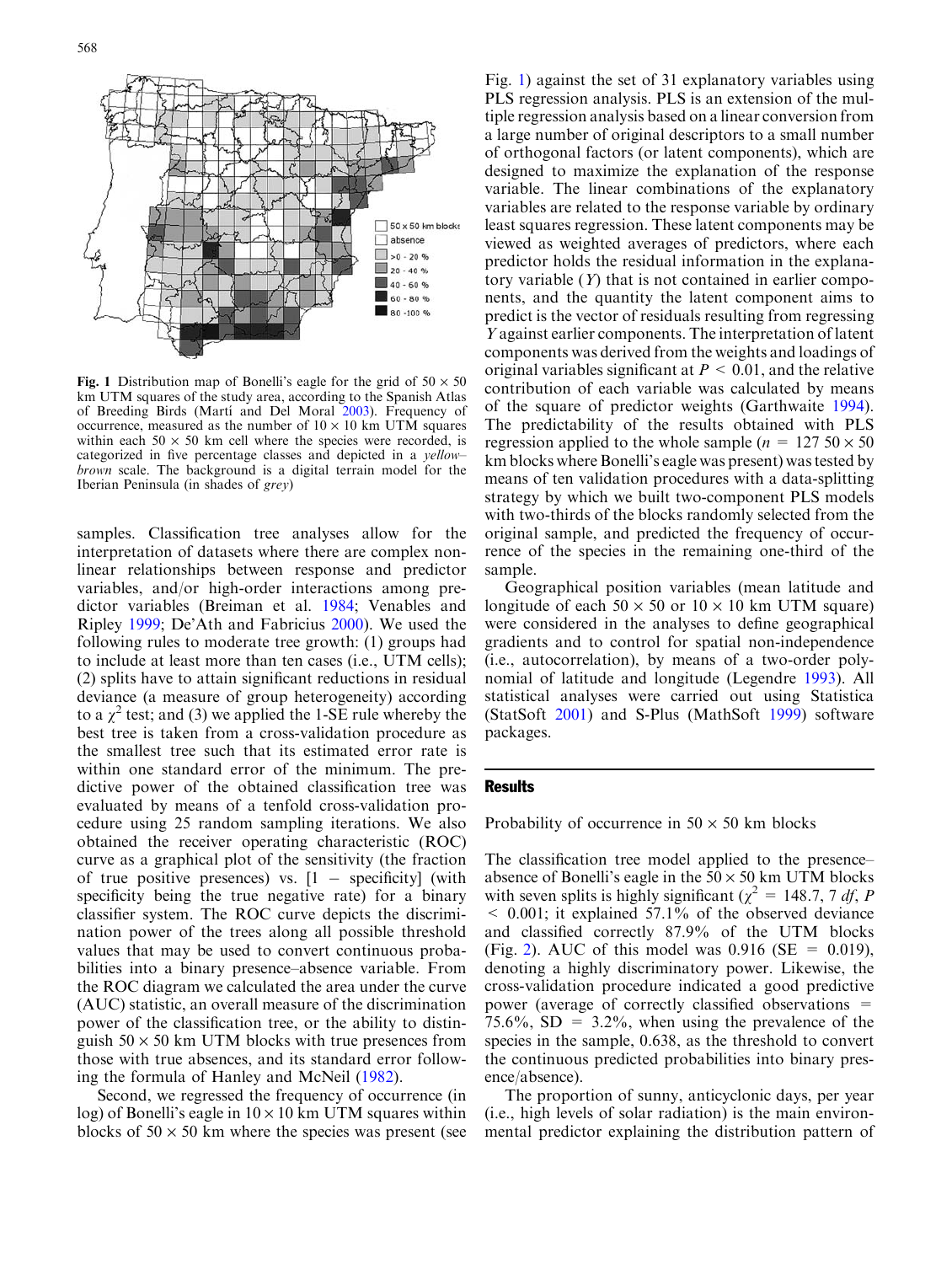Fig. 1 Distribution map of Bonelli's eagle for the grid of 50 × 50 km UTM squares of the study area, according to the Spanish Atlas of Breeding Birds (Martí and Del Moral 2003). Frequency of occurrence, measured as the number of 10 × 10 km UTM squares within each 50 × 50 km cell where the species were recorded, is categorized in five percentage classes and depicted in a *yellow–brown* scale. The background is a digital terrain model for the Iberian Peninsula (in shades of *grey*)

samples. Classification tree analyses allow for the interpretation of datasets where there are complex non-linear relationships between response and predictor variables, and/or high-order interactions among predictor variables (Breiman et al. 1984; Venables and Ripley 1999; De'Ath and Fabricius 2000). We used the following rules to moderate tree growth: (1) groups had to include at least more than ten cases (i.e., UTM cells); (2) splits have to attain significant reductions in residual deviance (a measure of group heterogeneity) according to a $\chi^2$ test; and (3) we applied the 1-SE rule whereby the best tree is taken from a cross-validation procedure as the smallest tree such that its estimated error rate is within one standard error of the minimum. The predictive power of the obtained classification tree was evaluated by means of a tenfold cross-validation procedure using 25 random sampling iterations. We also obtained the receiver operating characteristic (ROC) curve as a graphical plot of the sensitivity (the fraction of true positive presences) vs. [1 − specificity] (with specificity being the true negative rate) for a binary classifier system. The ROC curve depicts the discrimination power of the trees along all possible threshold values that may be used to convert continuous probabilities into a binary presence–absence variable. From the ROC diagram we calculated the area under the curve (AUC) statistic, an overall measure of the discrimination power of the classification tree, or the ability to distinguish 50 × 50 km UTM blocks with true presences from those with true absences, and its standard error following the formula of Hanley and McNeil (1982).

Second, we regressed the frequency of occurrence (in log) of Bonelli's eagle in 10 × 10 km UTM squares within blocks of 50 × 50 km where the species was present (see Fig. 1) against the set of 31 explanatory variables using PLS regression analysis. PLS is an extension of the multiple regression analysis based on a linear conversion from a large number of original descriptors to a small number of orthogonal factors (or latent components), which are designed to maximize the explanation of the response variable. The linear combinations of the explanatory variables are related to the response variable by ordinary least squares regression. These latent components may be viewed as weighted averages of predictors, where each predictor holds the residual information in the explanatory variable ($Y$) that is not contained in earlier components, and the quantity the latent component aims to predict is the vector of residuals resulting from regressing $Y$ against earlier components. The interpretation of latent components was derived from the weights and loadings of original variables significant at $P < 0.01$, and the relative contribution of each variable was calculated by means of the square of predictor weights (Garthwaite 1994). The predictability of the results obtained with PLS regression applied to the whole sample ($n$ = 127 50 × 50 km blocks where Bonelli's eagle was present) was tested by means of ten validation procedures with a data-splitting strategy by which we built two-component PLS models with two-thirds of the blocks randomly selected from the original sample, and predicted the frequency of occurrence of the species in the remaining one-third of the sample.

Geographical position variables (mean latitude and longitude of each 50 × 50 or 10 × 10 km UTM square) were considered in the analyses to define geographical gradients and to control for spatial non-independence (i.e., autocorrelation), by means of a two-order polynomial of latitude and longitude (Legendre 1993). All statistical analyses were carried out using Statistica (StatSoft 2001) and S-Plus (MathSoft 1999) software packages.

## Results

### Probability of occurrence in 50 × 50 km blocks

The classification tree model applied to the presence–absence of Bonelli's eagle in the 50 × 50 km UTM blocks with seven splits is highly significant ($\chi^2$ = 148.7, 7 *df*, $P < 0.001$; it explained 57.1% of the observed deviance and classified correctly 87.9% of the UTM blocks (Fig. 2). AUC of this model was 0.916 (SE = 0.019), denoting a highly discriminatory power. Likewise, the cross-validation procedure indicated a good predictive power (average of correctly classified observations = 75.6%, SD = 3.2%, when using the prevalence of the species in the sample, 0.638, as the threshold to convert the continuous predicted probabilities into binary presence/absence).

The proportion of sunny, anticyclonic days, per year (i.e., high levels of solar radiation) is the main environmental predictor explaining the distribution pattern of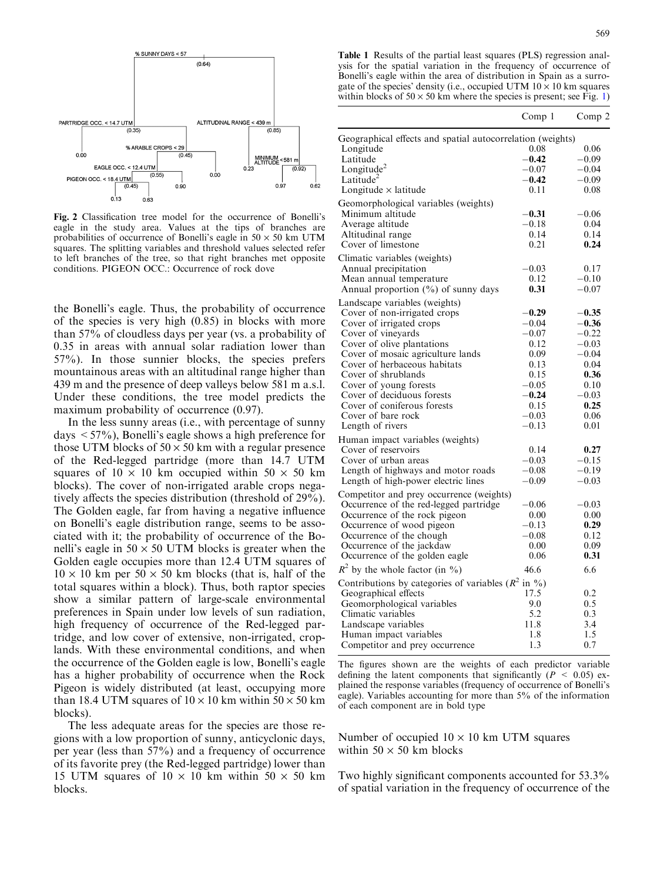Fig. 2 Classification tree model for the occurrence of Bonelli's eagle in the study area. Values at the tips of branches are probabilities of occurrence of Bonelli's eagle in 50 × 50 km UTM squares. The splitting variables and threshold values selected refer to left branches of the tree, so that right branches met opposite conditions. PIGEON OCC.: Occurrence of rock dove

the Bonelli's eagle. Thus, the probability of occurrence of the species is very high (0.85) in blocks with more than 57% of cloudless days per year (vs. a probability of 0.35 in areas with annual solar radiation lower than 57%). In those sunnier blocks, the species prefers mountainous areas with an altitudinal range higher than 439 m and the presence of deep valleys below 581 m a.s.l. Under these conditions, the tree model predicts the maximum probability of occurrence (0.97).

In the less sunny areas (i.e., with percentage of sunny days < 57%), Bonelli's eagle shows a high preference for those UTM blocks of 50 × 50 km with a regular presence of the Red-legged partridge (more than 14.7 UTM squares of 10 × 10 km occupied within 50 × 50 km blocks). The cover of non-irrigated arable crops negatively affects the species distribution (threshold of 29%). The Golden eagle, far from having a negative influence on Bonelli's eagle distribution range, seems to be associated with it; the probability of occurrence of the Bonelli's eagle in 50 × 50 UTM blocks is greater when the Golden eagle occupies more than 12.4 UTM squares of 10 × 10 km per 50 × 50 km blocks (that is, half of the total squares within a block). Thus, both raptor species show a similar pattern of large-scale environmental preferences in Spain under low levels of sun radiation, high frequency of occurrence of the Red-legged partridge, and low cover of extensive, non-irrigated, croplands. With these environmental conditions, and when the occurrence of the Golden eagle is low, Bonelli's eagle has a higher probability of occurrence when the Rock Pigeon is widely distributed (at least, occupying more than 18.4 UTM squares of 10 × 10 km within 50 × 50 km blocks).

The less adequate areas for the species are those regions with a low proportion of sunny, anticyclonic days, per year (less than 57%) and a frequency of occurrence of its favorite prey (the Red-legged partridge) lower than 15 UTM squares of 10 × 10 km within 50 × 50 km blocks.

**Table 1** Results of the partial least squares (PLS) regression analysis for the spatial variation in the frequency of occurrence of Bonelli's eagle within the area of distribution in Spain as a surrogate of the species' density (i.e., occupied UTM 10 × 10 km squares within blocks of 50 × 50 km where the species is present; see Fig. 1)

| | Comp 1 | Comp 2 |
|---|---|---|
| Geographical effects and spatial autocorrelation (weights) | | |
| Longitude | 0.08 | 0.06 |
| Latitude | **−0.42** | −0.09 |
| Longitude$^2$ | −0.07 | −0.04 |
| Latitude$^2$ | **−0.42** | −0.09 |
| Longitude × latitude | 0.11 | 0.08 |
| Geomorphological variables (weights) | | |
| Minimum altitude | **−0.31** | −0.06 |
| Average altitude | −0.18 | 0.04 |
| Altitudinal range | 0.14 | 0.14 |
| Cover of limestone | 0.21 | **0.24** |
| Climatic variables (weights) | | |
| Annual precipitation | −0.03 | 0.17 |
| Mean annual temperature | 0.12 | −0.10 |
| Annual proportion (%) of sunny days | **0.31** | −0.07 |
| Landscape variables (weights) | | |
| Cover of non-irrigated crops | **−0.29** | **−0.35** |
| Cover of irrigated crops | −0.04 | **−0.36** |
| Cover of vineyards | −0.07 | −0.22 |
| Cover of olive plantations | 0.12 | −0.03 |
| Cover of mosaic agriculture lands | 0.09 | −0.04 |
| Cover of herbaceous habitats | 0.13 | 0.04 |
| Cover of shrublands | 0.15 | **0.36** |
| Cover of young forests | −0.05 | 0.10 |
| Cover of deciduous forests | **−0.24** | −0.03 |
| Cover of coniferous forests | 0.15 | **0.25** |
| Cover of bare rock | −0.03 | 0.06 |
| Length of rivers | −0.13 | 0.01 |
| Human impact variables (weights) | | |
| Cover of reservoirs | 0.14 | **0.27** |
| Cover of urban areas | −0.03 | −0.15 |
| Length of highways and motor roads | −0.08 | −0.19 |
| Length of high-power electric lines | −0.09 | −0.03 |
| Competitor and prey occurrence (weights) | | |
| Occurrence of the red-legged partridge | −0.06 | −0.03 |
| Occurrence of the rock pigeon | 0.00 | 0.00 |
| Occurrence of wood pigeon | −0.13 | **0.29** |
| Occurrence of the chough | −0.08 | 0.12 |
| Occurrence of the jackdaw | 0.00 | 0.09 |
| Occurrence of the golden eagle | 0.06 | **0.31** |
| $R^2$ by the whole factor (in %) | 46.6 | 6.6 |
| Contributions by categories of variables ($R^2$ in %) | | |
| Geographical effects | 17.5 | 0.2 |
| Geomorphological variables | 9.0 | 0.5 |
| Climatic variables | 5.2 | 0.3 |
| Landscape variables | 11.8 | 3.4 |
| Human impact variables | 1.8 | 1.5 |
| Competitor and prey occurrence | 1.3 | 0.7 |

The figures shown are the weights of each predictor variable defining the latent components that significantly ($P < 0.05$) explained the response variables (frequency of occurrence of Bonelli's eagle). Variables accounting for more than 5% of the information of each component are in bold type

## Number of occupied 10 × 10 km UTM squares within 50 × 50 km blocks

Two highly significant components accounted for 53.3% of spatial variation in the frequency of occurrence of the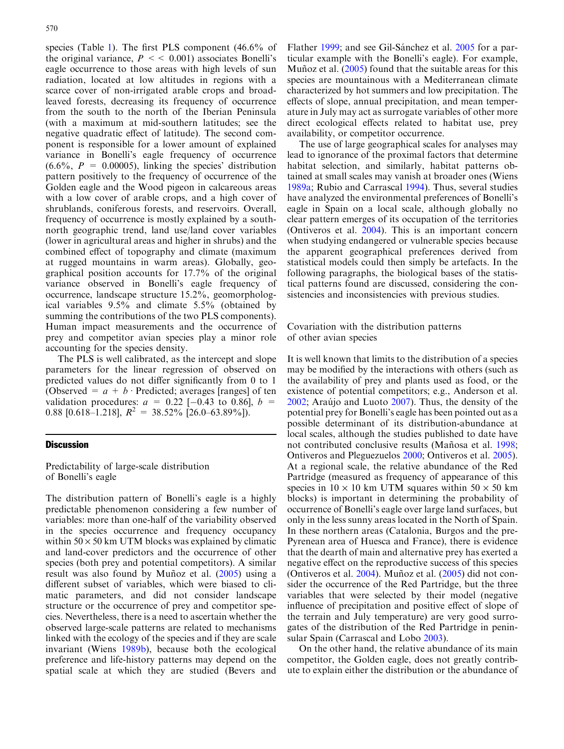species (Table 1). The first PLS component (46.6% of the original variance, $P << 0.001$) associates Bonelli's eagle occurrence to those areas with high levels of sun radiation, located at low altitudes in regions with a scarce cover of non-irrigated arable crops and broad-leaved forests, decreasing its frequency of occurrence from the south to the north of the Iberian Peninsula (with a maximum at mid-southern latitudes; see the negative quadratic effect of latitude). The second component is responsible for a lower amount of explained variance in Bonelli's eagle frequency of occurrence (6.6%, $P = 0.00005$), linking the species' distribution pattern positively to the frequency of occurrence of the Golden eagle and the Wood pigeon in calcareous areas with a low cover of arable crops, and a high cover of shrublands, coniferous forests, and reservoirs. Overall, frequency of occurrence is mostly explained by a south-north geographic trend, land use/land cover variables (lower in agricultural areas and higher in shrubs) and the combined effect of topography and climate (maximum at rugged mountains in warm areas). Globally, geographical position accounts for 17.7% of the original variance observed in Bonelli's eagle frequency of occurrence, landscape structure 15.2%, geomorphological variables 9.5% and climate 5.5% (obtained by summing the contributions of the two PLS components). Human impact measurements and the occurrence of prey and competitor avian species play a minor role accounting for the species density.

The PLS is well calibrated, as the intercept and slope parameters for the linear regression of observed on predicted values do not differ significantly from 0 to 1 (Observed $= a + b \cdot$ Predicted; averages [ranges] of ten validation procedures: $a = 0.22$ [−0.43 to 0.86], $b = 0.88$ [0.618–1.218], $R^2 = 38.52\%$ [26.0–63.89%]).

## Discussion

### Predictability of large-scale distribution of Bonelli's eagle

The distribution pattern of Bonelli's eagle is a highly predictable phenomenon considering a few number of variables: more than one-half of the variability observed in the species occurrence and frequency occupancy within 50 × 50 km UTM blocks was explained by climatic and land-cover predictors and the occurrence of other species (both prey and potential competitors). A similar result was also found by Muñoz et al. (2005) using a different subset of variables, which were biased to climatic parameters, and did not consider landscape structure or the occurrence of prey and competitor species. Nevertheless, there is a need to ascertain whether the observed large-scale patterns are related to mechanisms linked with the ecology of the species and if they are scale invariant (Wiens 1989b), because both the ecological preference and life-history patterns may depend on the spatial scale at which they are studied (Bevers and Flather 1999; and see Gil-Sánchez et al. 2005 for a particular example with the Bonelli's eagle). For example, Muñoz et al. (2005) found that the suitable areas for this species are mountainous with a Mediterranean climate characterized by hot summers and low precipitation. The effects of slope, annual precipitation, and mean temperature in July may act as surrogate variables of other more direct ecological effects related to habitat use, prey availability, or competitor occurrence.

The use of large geographical scales for analyses may lead to ignorance of the proximal factors that determine habitat selection, and similarly, habitat patterns obtained at small scales may vanish at broader ones (Wiens 1989a; Rubio and Carrascal 1994). Thus, several studies have analyzed the environmental preferences of Bonelli's eagle in Spain on a local scale, although globally no clear pattern emerges of its occupation of the territories (Ontiveros et al. 2004). This is an important concern when studying endangered or vulnerable species because the apparent geographical preferences derived from statistical models could then simply be artefacts. In the following paragraphs, the biological bases of the statistical patterns found are discussed, considering the consistencies and inconsistencies with previous studies.

### Covariation with the distribution patterns of other avian species

It is well known that limits to the distribution of a species may be modified by the interactions with others (such as the availability of prey and plants used as food, or the existence of potential competitors; e.g., Anderson et al. 2002; Araújo and Luoto 2007). Thus, the density of the potential prey for Bonelli's eagle has been pointed out as a possible determinant of its distribution-abundance at local scales, although the studies published to date have not contributed conclusive results (Mañosa et al. 1998; Ontiveros and Pleguezuelos 2000; Ontiveros et al. 2005). At a regional scale, the relative abundance of the Red Partridge (measured as frequency of appearance of this species in 10 × 10 km UTM squares within 50 × 50 km blocks) is important in determining the probability of occurrence of Bonelli's eagle over large land surfaces, but only in the less sunny areas located in the North of Spain. In these northern areas (Catalonia, Burgos and the pre-Pyrenean area of Huesca and France), there is evidence that the dearth of main and alternative prey has exerted a negative effect on the reproductive success of this species (Ontiveros et al. 2004). Muñoz et al. (2005) did not consider the occurrence of the Red Partridge, but the three variables that were selected by their model (negative influence of precipitation and positive effect of slope of the terrain and July temperature) are very good surrogates of the distribution of the Red Partridge in peninsular Spain (Carrascal and Lobo 2003).

On the other hand, the relative abundance of its main competitor, the Golden eagle, does not greatly contribute to explain either the distribution or the abundance of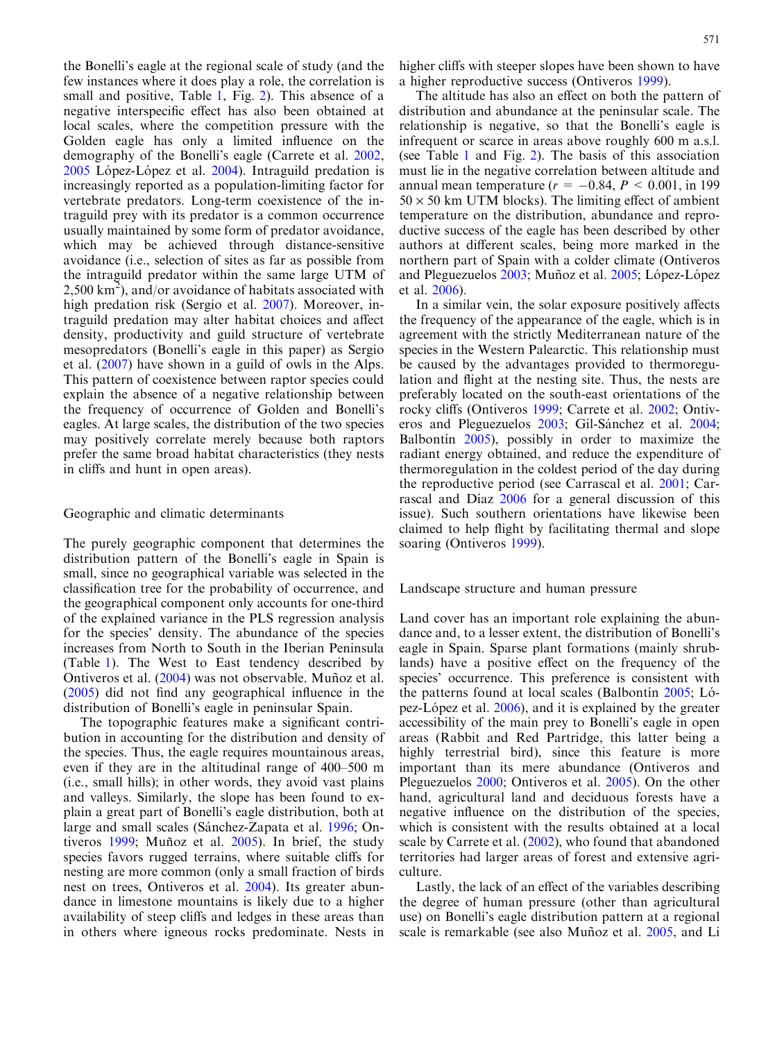the Bonelli's eagle at the regional scale of study (and the few instances where it does play a role, the correlation is small and positive, Table 1, Fig. 2). This absence of a negative interspecific effect has also been obtained at local scales, where the competition pressure with the Golden eagle has only a limited influence on the demography of the Bonelli's eagle (Carrete et al. 2002, 2005 López-López et al. 2004). Intraguild predation is increasingly reported as a population-limiting factor for vertebrate predators. Long-term coexistence of the intraguild prey with its predator is a common occurrence usually maintained by some form of predator avoidance, which may be achieved through distance-sensitive avoidance (i.e., selection of sites as far as possible from the intraguild predator within the same large UTM of 2,500 km$^2$), and/or avoidance of habitats associated with high predation risk (Sergio et al. 2007). Moreover, intraguild predation may alter habitat choices and affect density, productivity and guild structure of vertebrate mesopredators (Bonelli's eagle in this paper) as Sergio et al. (2007) have shown in a guild of owls in the Alps. This pattern of coexistence between raptor species could explain the absence of a negative relationship between the frequency of occurrence of Golden and Bonelli's eagles. At large scales, the distribution of the two species may positively correlate merely because both raptors prefer the same broad habitat characteristics (they nests in cliffs and hunt in open areas).

## Geographic and climatic determinants

The purely geographic component that determines the distribution pattern of the Bonelli's eagle in Spain is small, since no geographical variable was selected in the classification tree for the probability of occurrence, and the geographical component only accounts for one-third of the explained variance in the PLS regression analysis for the species' density. The abundance of the species increases from North to South in the Iberian Peninsula (Table 1). The West to East tendency described by Ontiveros et al. (2004) was not observable. Muñoz et al. (2005) did not find any geographical influence in the distribution of Bonelli's eagle in peninsular Spain.

The topographic features make a significant contribution in accounting for the distribution and density of the species. Thus, the eagle requires mountainous areas, even if they are in the altitudinal range of 400–500 m (i.e., small hills); in other words, they avoid vast plains and valleys. Similarly, the slope has been found to explain a great part of Bonelli's eagle distribution, both at large and small scales (Sánchez-Zapata et al. 1996; Ontiveros 1999; Muñoz et al. 2005). In brief, the study species favors rugged terrains, where suitable cliffs for nesting are more common (only a small fraction of birds nest on trees, Ontiveros et al. 2004). Its greater abundance in limestone mountains is likely due to a higher availability of steep cliffs and ledges in these areas than in others where igneous rocks predominate. Nests in higher cliffs with steeper slopes have been shown to have a higher reproductive success (Ontiveros 1999).

The altitude has also an effect on both the pattern of distribution and abundance at the peninsular scale. The relationship is negative, so that the Bonelli's eagle is infrequent or scarce in areas above roughly 600 m a.s.l. (see Table 1 and Fig. 2). The basis of this association must lie in the negative correlation between altitude and annual mean temperature ($r = -0.84$, $P < 0.001$, in 199 $50 \times 50$ km UTM blocks). The limiting effect of ambient temperature on the distribution, abundance and reproductive success of the eagle has been described by other authors at different scales, being more marked in the northern part of Spain with a colder climate (Ontiveros and Pleguezuelos 2003; Muñoz et al. 2005; López-López et al. 2006).

In a similar vein, the solar exposure positively affects the frequency of the appearance of the eagle, which is in agreement with the strictly Mediterranean nature of the species in the Western Palearctic. This relationship must be caused by the advantages provided to thermoregulation and flight at the nesting site. Thus, the nests are preferably located on the south-east orientations of the rocky cliffs (Ontiveros 1999; Carrete et al. 2002; Ontiveros and Pleguezuelos 2003; Gil-Sánchez et al. 2004; Balbontín 2005), possibly in order to maximize the radiant energy obtained, and reduce the expenditure of thermoregulation in the coldest period of the day during the reproductive period (see Carrascal et al. 2001; Carrascal and Díaz 2006 for a general discussion of this issue). Such southern orientations have likewise been claimed to help flight by facilitating thermal and slope soaring (Ontiveros 1999).

## Landscape structure and human pressure

Land cover has an important role explaining the abundance and, to a lesser extent, the distribution of Bonelli's eagle in Spain. Sparse plant formations (mainly shrublands) have a positive effect on the frequency of the species' occurrence. This preference is consistent with the patterns found at local scales (Balbontín 2005; López-López et al. 2006), and it is explained by the greater accessibility of the main prey to Bonelli's eagle in open areas (Rabbit and Red Partridge, this latter being a highly terrestrial bird), since this feature is more important than its mere abundance (Ontiveros and Pleguezuelos 2000; Ontiveros et al. 2005). On the other hand, agricultural land and deciduous forests have a negative influence on the distribution of the species, which is consistent with the results obtained at a local scale by Carrete et al. (2002), who found that abandoned territories had larger areas of forest and extensive agriculture.

Lastly, the lack of an effect of the variables describing the degree of human pressure (other than agricultural use) on Bonelli's eagle distribution pattern at a regional scale is remarkable (see also Muñoz et al. 2005, and Li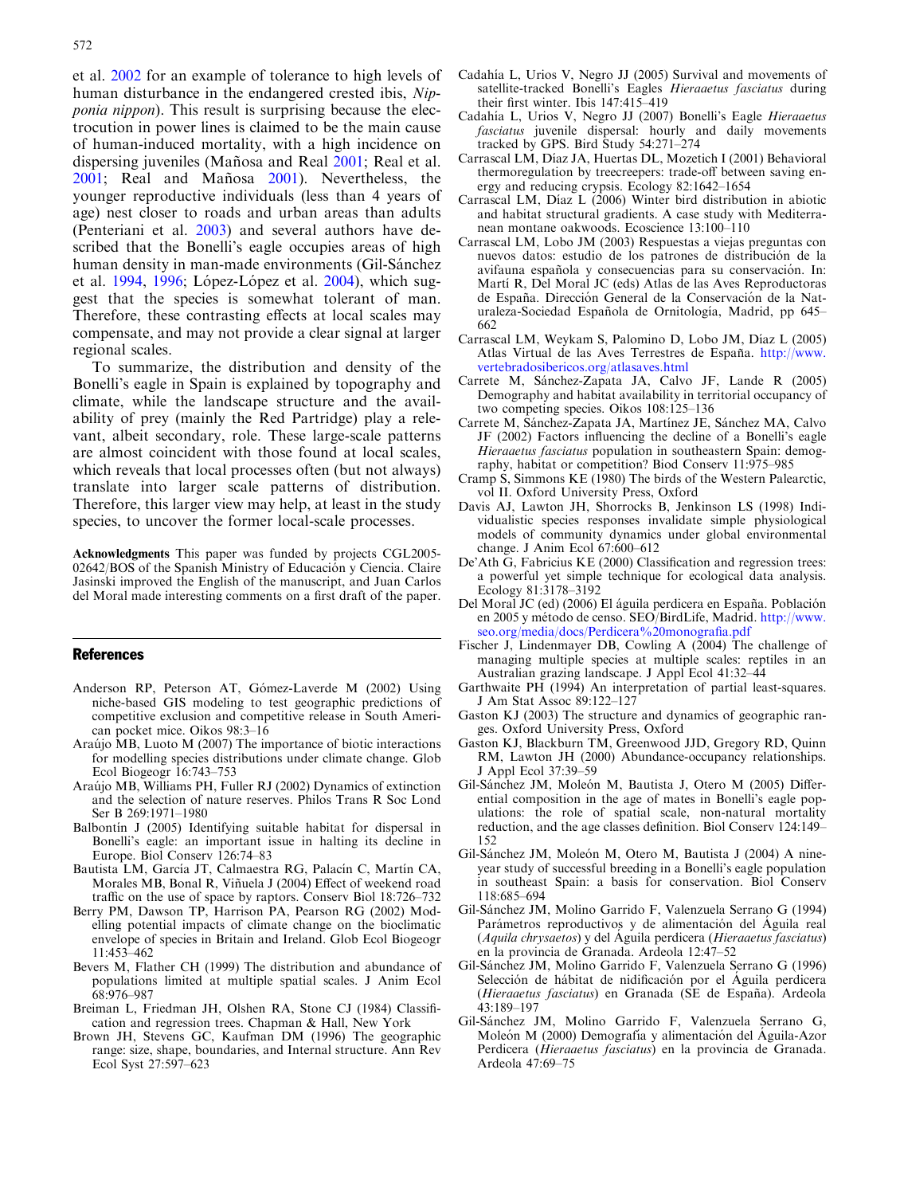et al. 2002 for an example of tolerance to high levels of human disturbance in the endangered crested ibis, *Nipponia nippon*). This result is surprising because the electrocution in power lines is claimed to be the main cause of human-induced mortality, with a high incidence on dispersing juveniles (Mañosa and Real 2001; Real et al. 2001; Real and Mañosa 2001). Nevertheless, the younger reproductive individuals (less than 4 years of age) nest closer to roads and urban areas than adults (Penteriani et al. 2003) and several authors have described that the Bonelli's eagle occupies areas of high human density in man-made environments (Gil-Sánchez et al. 1994, 1996; López-López et al. 2004), which suggest that the species is somewhat tolerant of man. Therefore, these contrasting effects at local scales may compensate, and may not provide a clear signal at larger regional scales.

To summarize, the distribution and density of the Bonelli's eagle in Spain is explained by topography and climate, while the landscape structure and the availability of prey (mainly the Red Partridge) play a relevant, albeit secondary, role. These large-scale patterns are almost coincident with those found at local scales, which reveals that local processes often (but not always) translate into larger scale patterns of distribution. Therefore, this larger view may help, at least in the study species, to uncover the former local-scale processes.

**Acknowledgments** This paper was funded by projects CGL2005-02642/BOS of the Spanish Ministry of Educación y Ciencia. Claire Jasinski improved the English of the manuscript, and Juan Carlos del Moral made interesting comments on a first draft of the paper.

## References

- Anderson RP, Peterson AT, Gómez-Laverde M (2002) Using niche-based GIS modeling to test geographic predictions of competitive exclusion and competitive release in South American pocket mice. Oikos 98:3–16
- Araújo MB, Luoto M (2007) The importance of biotic interactions for modelling species distributions under climate change. Glob Ecol Biogeogr 16:743–753
- Araújo MB, Williams PH, Fuller RJ (2002) Dynamics of extinction and the selection of nature reserves. Philos Trans R Soc Lond Ser B 269:1971–1980
- Balbontín J (2005) Identifying suitable habitat for dispersal in Bonelli's eagle: an important issue in halting its decline in Europe. Biol Conserv 126:74–83
- Bautista LM, García JT, Calmaestra RG, Palacín C, Martín CA, Morales MB, Bonal R, Viñuela J (2004) Effect of weekend road traffic on the use of space by raptors. Conserv Biol 18:726–732
- Berry PM, Dawson TP, Harrison PA, Pearson RG (2002) Modelling potential impacts of climate change on the bioclimatic envelope of species in Britain and Ireland. Glob Ecol Biogeogr 11:453–462
- Bevers M, Flather CH (1999) The distribution and abundance of populations limited at multiple spatial scales. J Anim Ecol 68:976–987
- Breiman L, Friedman JH, Olshen RA, Stone CJ (1984) Classification and regression trees. Chapman & Hall, New York
- Brown JH, Stevens GC, Kaufman DM (1996) The geographic range: size, shape, boundaries, and Internal structure. Ann Rev Ecol Syst 27:597–623
- Cadahía L, Urios V, Negro JJ (2005) Survival and movements of satellite-tracked Bonelli's Eagles *Hieraaetus fasciatus* during their first winter. Ibis 147:415–419
- Cadahía L, Urios V, Negro JJ (2007) Bonelli's Eagle *Hieraaetus fasciatus* juvenile dispersal: hourly and daily movements tracked by GPS. Bird Study 54:271–274
- Carrascal LM, Díaz JA, Huertas DL, Mozetich I (2001) Behavioral thermoregulation by treecreepers: trade-off between saving energy and reducing crypsis. Ecology 82:1642–1654
- Carrascal LM, Díaz L (2006) Winter bird distribution in abiotic and habitat structural gradients. A case study with Mediterranean montane oakwoods. Ecoscience 13:100–110
- Carrascal LM, Lobo JM (2003) Respuestas a viejas preguntas con nuevos datos: estudio de los patrones de distribución de la avifauna española y consecuencias para su conservación. In: Martí R, Del Moral JC (eds) Atlas de las Aves Reproductoras de España. Dirección General de la Conservación de la Naturaleza-Sociedad Española de Ornitología, Madrid, pp 645–662
- Carrascal LM, Weykam S, Palomino D, Lobo JM, Díaz L (2005) Atlas Virtual de las Aves Terrestres de España. http://www.vertebradosibericos.org/atlasaves.html
- Carrete M, Sánchez-Zapata JA, Calvo JF, Lande R (2005) Demography and habitat availability in territorial occupancy of two competing species. Oikos 108:125–136
- Carrete M, Sánchez-Zapata JA, Martínez JE, Sánchez MA, Calvo JF (2002) Factors influencing the decline of a Bonelli's eagle *Hieraaetus fasciatus* population in southeastern Spain: demography, habitat or competition? Biod Conserv 11:975–985
- Cramp S, Simmons KE (1980) The birds of the Western Palearctic, vol II. Oxford University Press, Oxford
- Davis AJ, Lawton JH, Shorrocks B, Jenkinson LS (1998) Individualistic species responses invalidate simple physiological models of community dynamics under global environmental change. J Anim Ecol 67:600–612
- De'Ath G, Fabricius KE (2000) Classification and regression trees: a powerful yet simple technique for ecological data analysis. Ecology 81:3178–3192
- Del Moral JC (ed) (2006) El águila perdicera en España. Población en 2005 y método de censo. SEO/BirdLife, Madrid. http://www.seo.org/media/docs/Perdicera%20monografia.pdf
- Fischer J, Lindenmayer DB, Cowling A (2004) The challenge of managing multiple species at multiple scales: reptiles in an Australian grazing landscape. J Appl Ecol 41:32–44
- Garthwaite PH (1994) An interpretation of partial least-squares. J Am Stat Assoc 89:122–127
- Gaston KJ (2003) The structure and dynamics of geographic ranges. Oxford University Press, Oxford
- Gaston KJ, Blackburn TM, Greenwood JJD, Gregory RD, Quinn RM, Lawton JH (2000) Abundance-occupancy relationships. J Appl Ecol 37:39–59
- Gil-Sánchez JM, Moleón M, Bautista J, Otero M (2005) Differential composition in the age of mates in Bonelli's eagle populations: the role of spatial scale, non-natural mortality reduction, and the age classes definition. Biol Conserv 124:149–152
- Gil-Sánchez JM, Moleón M, Otero M, Bautista J (2004) A nine-year study of successful breeding in a Bonelli's eagle population in southeast Spain: a basis for conservation. Biol Conserv 118:685–694
- Gil-Sánchez JM, Molino Garrido F, Valenzuela Serrano G (1994) Parámetros reproductivos y de alimentación del Águila real (*Aquila chrysaetos*) y del Águila perdicera (*Hieraaetus fasciatus*) en la provincia de Granada. Ardeola 12:47–52
- Gil-Sánchez JM, Molino Garrido F, Valenzuela Serrano G (1996) Selección de hábitat de nidificación por el Águila perdicera (*Hieraaetus fasciatus*) en Granada (SE de España). Ardeola 43:189–197
- Gil-Sánchez JM, Molino Garrido F, Valenzuela Serrano G, Moleón M (2000) Demografía y alimentación del Águila-Azor Perdicera (*Hieraaetus fasciatus*) en la provincia de Granada. Ardeola 47:69–75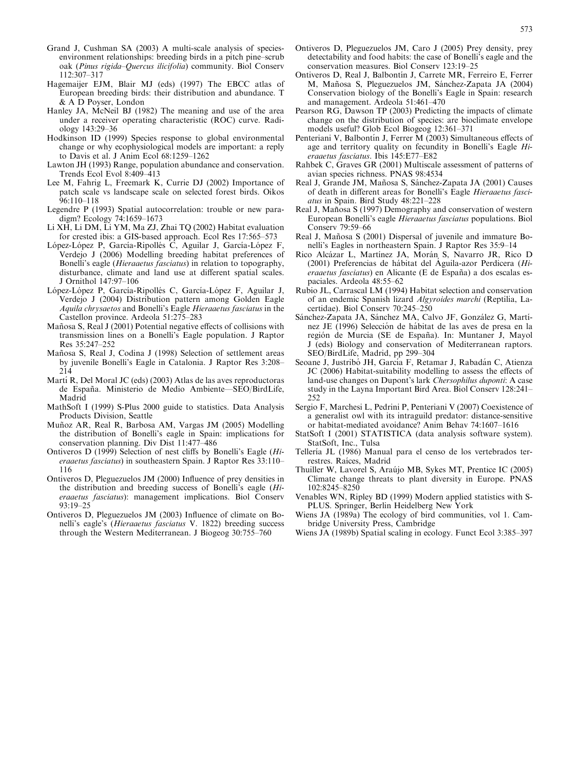Grand J, Cushman SA (2003) A multi-scale analysis of species-environment relationships: breeding birds in a pitch pine–scrub oak (*Pinus rigida–Quercus ilicifolia*) community. Biol Conserv 112:307–317

Hagemaijer EJM, Blair MJ (eds) (1997) The EBCC atlas of European breeding birds: their distribution and abundance. T & A D Poyser, London

Hanley JA, McNeil BJ (1982) The meaning and use of the area under a receiver operating characteristic (ROC) curve. Radiology 143:29–36

Hodkinson ID (1999) Species response to global environmental change or why ecophysiological models are important: a reply to Davis et al. J Anim Ecol 68:1259–1262

Lawton JH (1993) Range, population abundance and conservation. Trends Ecol Evol 8:409–413

Lee M, Fahrig L, Freemark K, Currie DJ (2002) Importance of patch scale vs landscape scale on selected forest birds. Oikos 96:110–118

Legendre P (1993) Spatial autocorrelation: trouble or new paradigm? Ecology 74:1659–1673

Li XH, Li DM, Li YM, Ma ZJ, Zhai TQ (2002) Habitat evaluation for crested ibis: a GIS-based approach. Ecol Res 17:565–573

López-López P, García-Ripollés C, Aguilar J, García-López F, Verdejo J (2006) Modelling breeding habitat preferences of Bonelli's eagle (*Hieraaetus fasciatus*) in relation to topography, disturbance, climate and land use at different spatial scales. J Ornithol 147:97–106

López-López P, García-Ripollés C, García-López F, Aguilar J, Verdejo J (2004) Distribution pattern among Golden Eagle *Aquila chrysaetos* and Bonelli's Eagle *Hieraaetus fasciatus* in the Castellon province. Ardeola 51:275–283

Mañosa S, Real J (2001) Potential negative effects of collisions with transmission lines on a Bonelli's Eagle population. J Raptor Res 35:247–252

Mañosa S, Real J, Codina J (1998) Selection of settlement areas by juvenile Bonelli's Eagle in Catalonia. J Raptor Res 3:208–214

Martí R, Del Moral JC (eds) (2003) Atlas de las aves reproductoras de España. Ministerio de Medio Ambiente—SEO/BirdLife, Madrid

MathSoft I (1999) S-Plus 2000 guide to statistics. Data Analysis Products Division, Seattle

Muñoz AR, Real R, Barbosa AM, Vargas JM (2005) Modelling the distribution of Bonelli's eagle in Spain: implications for conservation planning. Div Dist 11:477–486

Ontiveros D (1999) Selection of nest cliffs by Bonelli's Eagle (*Hieraaetus fasciatus*) in southeastern Spain. J Raptor Res 33:110–116

Ontiveros D, Pleguezuelos JM (2000) Influence of prey densities in the distribution and breeding success of Bonelli's eagle (*Hieraaetus fasciatus*): management implications. Biol Conserv 93:19–25

Ontiveros D, Pleguezuelos JM (2003) Influence of climate on Bonelli's eagle's (*Hieraaetus fasciatus* V. 1822) breeding success through the Western Mediterranean. J Biogeog 30:755–760

Ontiveros D, Pleguezuelos JM, Caro J (2005) Prey density, prey detectability and food habits: the case of Bonelli's eagle and the conservation measures. Biol Conserv 123:19–25

Ontiveros D, Real J, Balbontín J, Carrete MR, Ferreiro E, Ferrer M, Mañosa S, Pleguezuelos JM, Sánchez-Zapata JA (2004) Conservation biology of the Bonelli's Eagle in Spain: research and management. Ardeola 51:461–470

Pearson RG, Dawson TP (2003) Predicting the impacts of climate change on the distribution of species: are bioclimate envelope models useful? Glob Ecol Biogeog 12:361–371

Penteriani V, Balbontín J, Ferrer M (2003) Simultaneous effects of age and territory quality on fecundity in Bonelli's Eagle *Hieraaetus fasciatus*. Ibis 145:E77–E82

Rahbek C, Graves GR (2001) Multiscale assessment of patterns of avian species richness. PNAS 98:4534

Real J, Grande JM, Mañosa S, Sánchez-Zapata JA (2001) Causes of death in different areas for Bonelli's Eagle *Hieraaetus fasciatus* in Spain. Bird Study 48:221–228

Real J, Mañosa S (1997) Demography and conservation of western European Bonelli's eagle *Hieraaetus fasciatus* populations. Biol Conserv 79:59–66

Real J, Mañosa S (2001) Dispersal of juvenile and immature Bonelli's Eagles in northeastern Spain. J Raptor Res 35:9–14

Rico Alcázar L, Martínez JA, Morán S, Navarro JR, Rico D (2001) Preferencias de hábitat del Águila-azor Perdicera (*Hieraaetus fasciatus*) en Alicante (E de España) a dos escalas espaciales. Ardeola 48:55–62

Rubio JL, Carrascal LM (1994) Habitat selection and conservation of an endemic Spanish lizard *Algyroides marchi* (Reptilia, Lacertidae). Biol Conserv 70:245–250

Sánchez-Zapata JA, Sánchez MA, Calvo JF, González G, Martínez JE (1996) Selección de hábitat de las aves de presa en la región de Murcia (SE de España). In: Muntaner J, Mayol J (eds) Biology and conservation of Mediterranean raptors. SEO/BirdLife, Madrid, pp 299–304

Seoane J, Justribó JH, García F, Retamar J, Rabadán C, Atienza JC (2006) Habitat-suitability modelling to assess the effects of land-use changes on Dupont's lark *Chersophilus duponti*: A case study in the Layna Important Bird Area. Biol Conserv 128:241–252

Sergio F, Marchesi L, Pedrini P, Penteriani V (2007) Coexistence of a generalist owl with its intraguild predator: distance-sensitive or habitat-mediated avoidance? Anim Behav 74:1607–1616

StatSoft I (2001) STATISTICA (data analysis software system). StatSoft, Inc., Tulsa

Tellería JL (1986) Manual para el censo de los vertebrados terrestres. Raíces, Madrid

Thuiller W, Lavorel S, Araújo MB, Sykes MT, Prentice IC (2005) Climate change threats to plant diversity in Europe. PNAS 102:8245–8250

Venables WN, Ripley BD (1999) Modern applied statistics with S-PLUS. Springer, Berlin Heidelberg New York

Wiens JA (1989a) The ecology of bird communities, vol 1. Cambridge University Press, Cambridge

Wiens JA (1989b) Spatial scaling in ecology. Funct Ecol 3:385–397